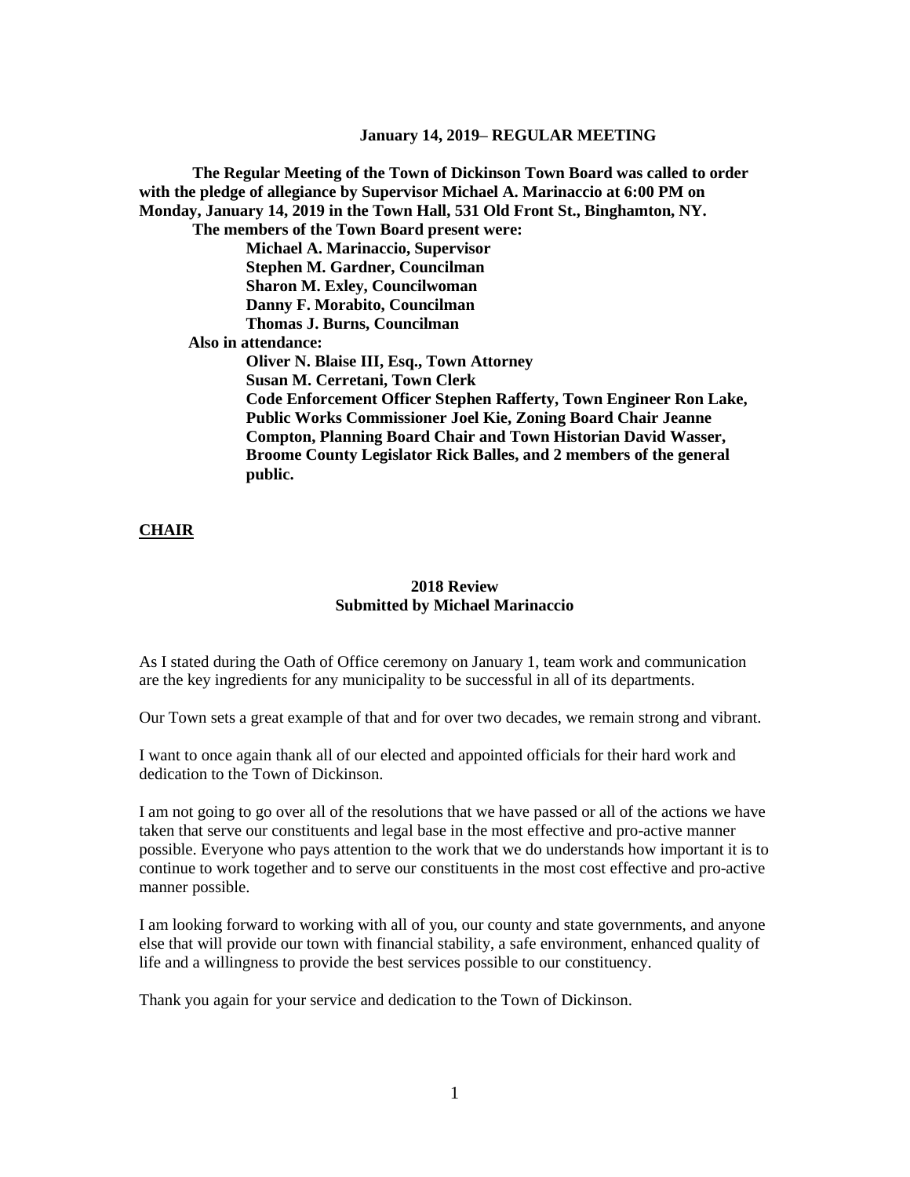**January 14, 2019– REGULAR MEETING**

**The Regular Meeting of the Town of Dickinson Town Board was called to order with the pledge of allegiance by Supervisor Michael A. Marinaccio at 6:00 PM on Monday, January 14, 2019 in the Town Hall, 531 Old Front St., Binghamton, NY.**

**The members of the Town Board present were:**

**Michael A. Marinaccio, Supervisor**
**Stephen M. Gardner, Councilman**
**Sharon M. Exley, Councilwoman**
**Danny F. Morabito, Councilman**
**Thomas J. Burns, Councilman**

**Also in attendance:**

**Oliver N. Blaise III, Esq., Town Attorney**
**Susan M. Cerretani, Town Clerk**
**Code Enforcement Officer Stephen Rafferty, Town Engineer Ron Lake, Public Works Commissioner Joel Kie, Zoning Board Chair Jeanne Compton, Planning Board Chair and Town Historian David Wasser, Broome County Legislator Rick Balles, and 2 members of the general public.**

## CHAIR

**2018 Review**
**Submitted by Michael Marinaccio**

As I stated during the Oath of Office ceremony on January 1, team work and communication are the key ingredients for any municipality to be successful in all of its departments.

Our Town sets a great example of that and for over two decades, we remain strong and vibrant.

I want to once again thank all of our elected and appointed officials for their hard work and dedication to the Town of Dickinson.

I am not going to go over all of the resolutions that we have passed or all of the actions we have taken that serve our constituents and legal base in the most effective and pro-active manner possible. Everyone who pays attention to the work that we do understands how important it is to continue to work together and to serve our constituents in the most cost effective and pro-active manner possible.

I am looking forward to working with all of you, our county and state governments, and anyone else that will provide our town with financial stability, a safe environment, enhanced quality of life and a willingness to provide the best services possible to our constituency.

Thank you again for your service and dedication to the Town of Dickinson.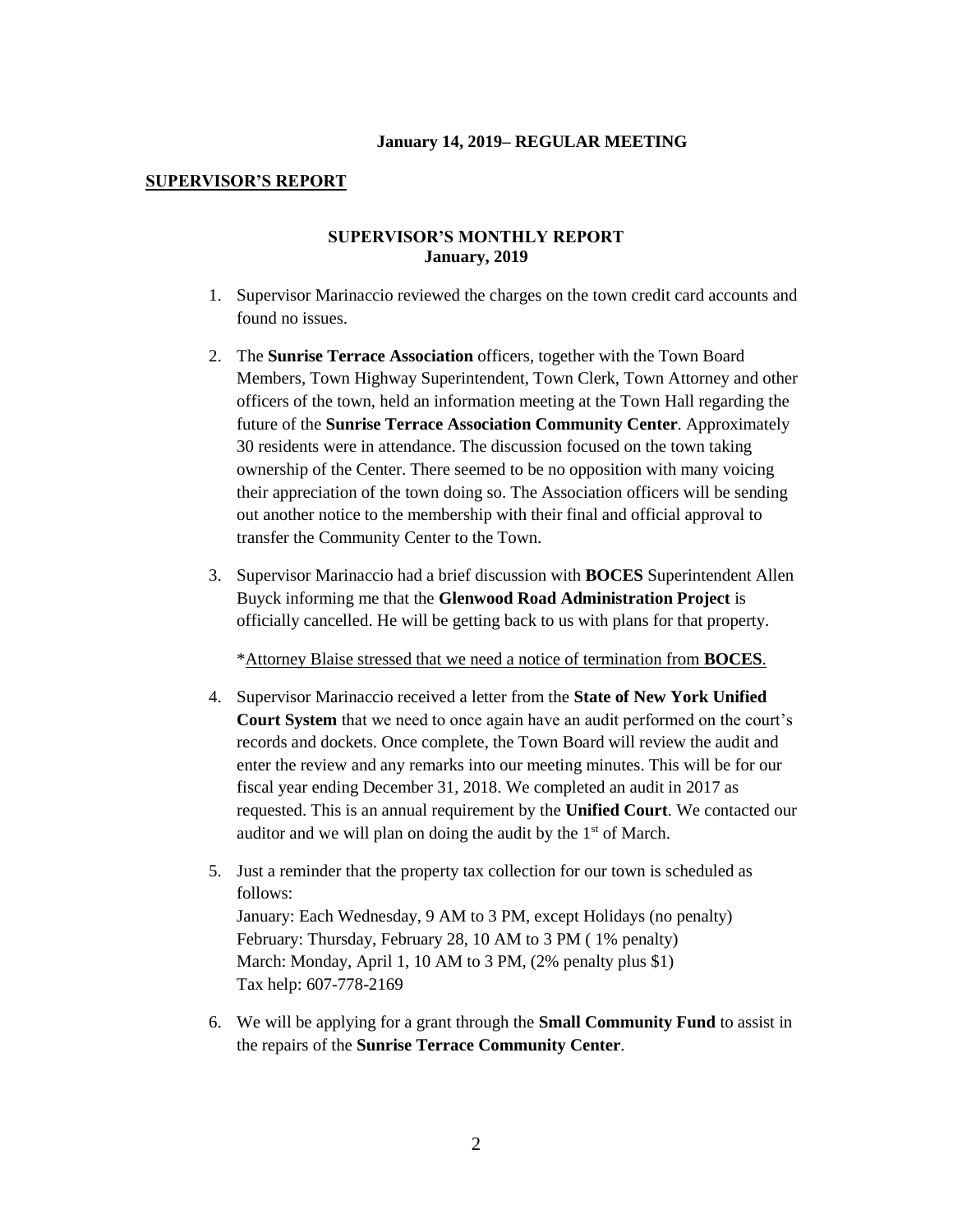**January 14, 2019– REGULAR MEETING**

**SUPERVISOR'S REPORT**

**SUPERVISOR'S MONTHLY REPORT**
**January, 2019**

1. Supervisor Marinaccio reviewed the charges on the town credit card accounts and found no issues.

2. The **Sunrise Terrace Association** officers, together with the Town Board Members, Town Highway Superintendent, Town Clerk, Town Attorney and other officers of the town, held an information meeting at the Town Hall regarding the future of the **Sunrise Terrace Association Community Center**. Approximately 30 residents were in attendance. The discussion focused on the town taking ownership of the Center. There seemed to be no opposition with many voicing their appreciation of the town doing so. The Association officers will be sending out another notice to the membership with their final and official approval to transfer the Community Center to the Town.

3. Supervisor Marinaccio had a brief discussion with **BOCES** Superintendent Allen Buyck informing me that the **Glenwood Road Administration Project** is officially cancelled. He will be getting back to us with plans for that property.

   *Attorney Blaise stressed that we need a notice of termination from **BOCES**.

4. Supervisor Marinaccio received a letter from the **State of New York Unified Court System** that we need to once again have an audit performed on the court's records and dockets. Once complete, the Town Board will review the audit and enter the review and any remarks into our meeting minutes. This will be for our fiscal year ending December 31, 2018. We completed an audit in 2017 as requested. This is an annual requirement by the **Unified Court**. We contacted our auditor and we will plan on doing the audit by the 1st of March.

5. Just a reminder that the property tax collection for our town is scheduled as follows:
   January: Each Wednesday, 9 AM to 3 PM, except Holidays (no penalty)
   February: Thursday, February 28, 10 AM to 3 PM ( 1% penalty)
   March: Monday, April 1, 10 AM to 3 PM, (2% penalty plus $1)
   Tax help: 607-778-2169

6. We will be applying for a grant through the **Small Community Fund** to assist in the repairs of the **Sunrise Terrace Community Center**.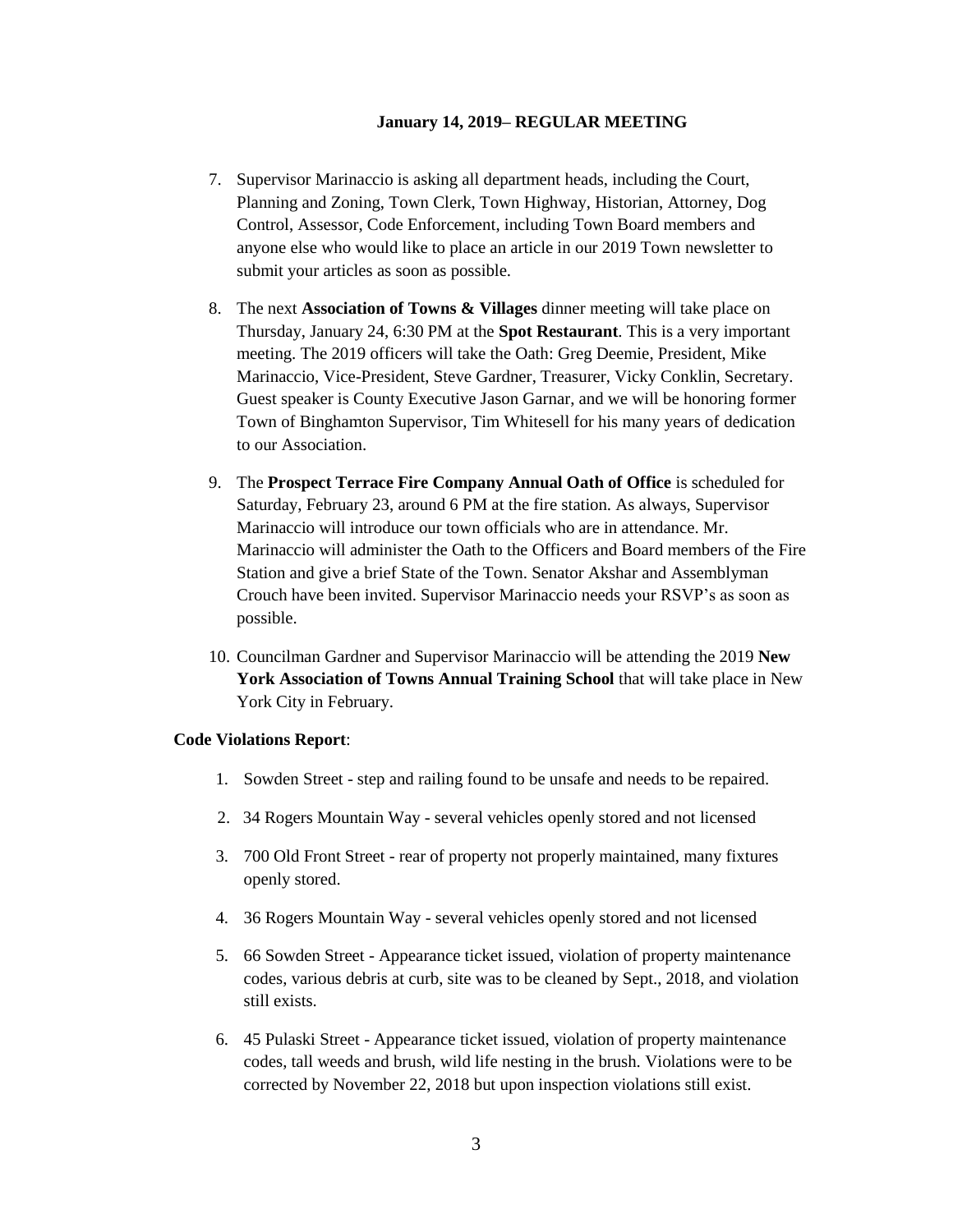**January 14, 2019– REGULAR MEETING**

7. Supervisor Marinaccio is asking all department heads, including the Court, Planning and Zoning, Town Clerk, Town Highway, Historian, Attorney, Dog Control, Assessor, Code Enforcement, including Town Board members and anyone else who would like to place an article in our 2019 Town newsletter to submit your articles as soon as possible.

8. The next **Association of Towns & Villages** dinner meeting will take place on Thursday, January 24, 6:30 PM at the **Spot Restaurant**. This is a very important meeting. The 2019 officers will take the Oath: Greg Deemie, President, Mike Marinaccio, Vice-President, Steve Gardner, Treasurer, Vicky Conklin, Secretary. Guest speaker is County Executive Jason Garnar, and we will be honoring former Town of Binghamton Supervisor, Tim Whitesell for his many years of dedication to our Association.

9. The **Prospect Terrace Fire Company Annual Oath of Office** is scheduled for Saturday, February 23, around 6 PM at the fire station. As always, Supervisor Marinaccio will introduce our town officials who are in attendance. Mr. Marinaccio will administer the Oath to the Officers and Board members of the Fire Station and give a brief State of the Town. Senator Akshar and Assemblyman Crouch have been invited. Supervisor Marinaccio needs your RSVP's as soon as possible.

10. Councilman Gardner and Supervisor Marinaccio will be attending the 2019 **New York Association of Towns Annual Training School** that will take place in New York City in February.

**Code Violations Report**:

1. Sowden Street - step and railing found to be unsafe and needs to be repaired.
2. 34 Rogers Mountain Way - several vehicles openly stored and not licensed
3. 700 Old Front Street - rear of property not properly maintained, many fixtures openly stored.
4. 36 Rogers Mountain Way - several vehicles openly stored and not licensed
5. 66 Sowden Street - Appearance ticket issued, violation of property maintenance codes, various debris at curb, site was to be cleaned by Sept., 2018, and violation still exists.
6. 45 Pulaski Street - Appearance ticket issued, violation of property maintenance codes, tall weeds and brush, wild life nesting in the brush. Violations were to be corrected by November 22, 2018 but upon inspection violations still exist.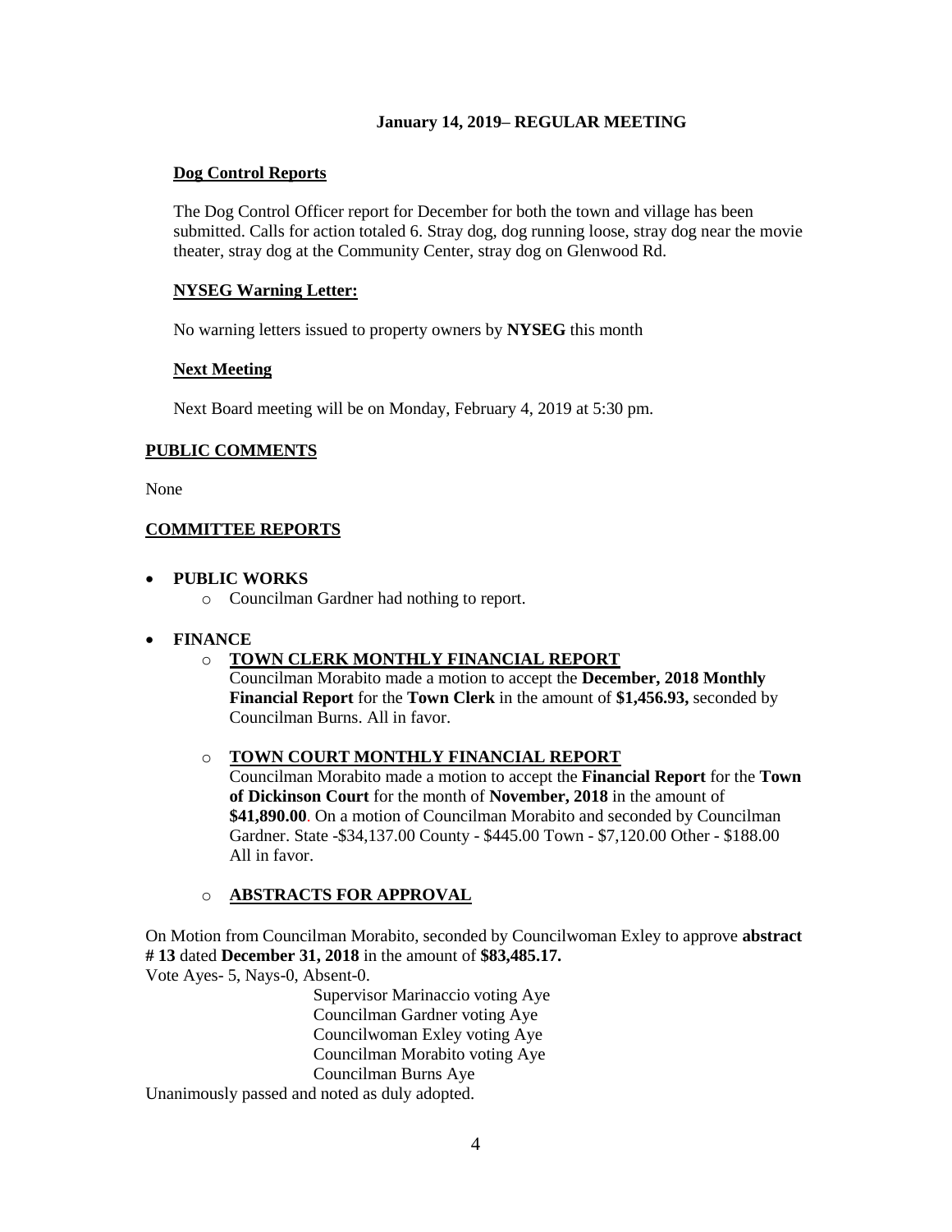**January 14, 2019– REGULAR MEETING**

**Dog Control Reports**

The Dog Control Officer report for December for both the town and village has been submitted. Calls for action totaled 6. Stray dog, dog running loose, stray dog near the movie theater, stray dog at the Community Center, stray dog on Glenwood Rd.

**NYSEG Warning Letter:**

No warning letters issued to property owners by **NYSEG** this month

**Next Meeting**

Next Board meeting will be on Monday, February 4, 2019 at 5:30 pm.

## PUBLIC COMMENTS

None

## COMMITTEE REPORTS

- **PUBLIC WORKS**
  - Councilman Gardner had nothing to report.

- **FINANCE**
  - **TOWN CLERK MONTHLY FINANCIAL REPORT**
    Councilman Morabito made a motion to accept the **December, 2018 Monthly Financial Report** for the **Town Clerk** in the amount of **$1,456.93,** seconded by Councilman Burns. All in favor.

  - **TOWN COURT MONTHLY FINANCIAL REPORT**
    Councilman Morabito made a motion to accept the **Financial Report** for the **Town of Dickinson Court** for the month of **November, 2018** in the amount of **$41,890.00**. On a motion of Councilman Morabito and seconded by Councilman Gardner. State -$34,137.00 County - $445.00 Town - $7,120.00 Other - $188.00 All in favor.

  - **ABSTRACTS FOR APPROVAL**

On Motion from Councilman Morabito, seconded by Councilwoman Exley to approve **abstract # 13** dated **December 31, 2018** in the amount of **$83,485.17.**
Vote Ayes- 5, Nays-0, Absent-0.

Supervisor Marinaccio voting Aye
Councilman Gardner voting Aye
Councilwoman Exley voting Aye
Councilman Morabito voting Aye
Councilman Burns Aye

Unanimously passed and noted as duly adopted.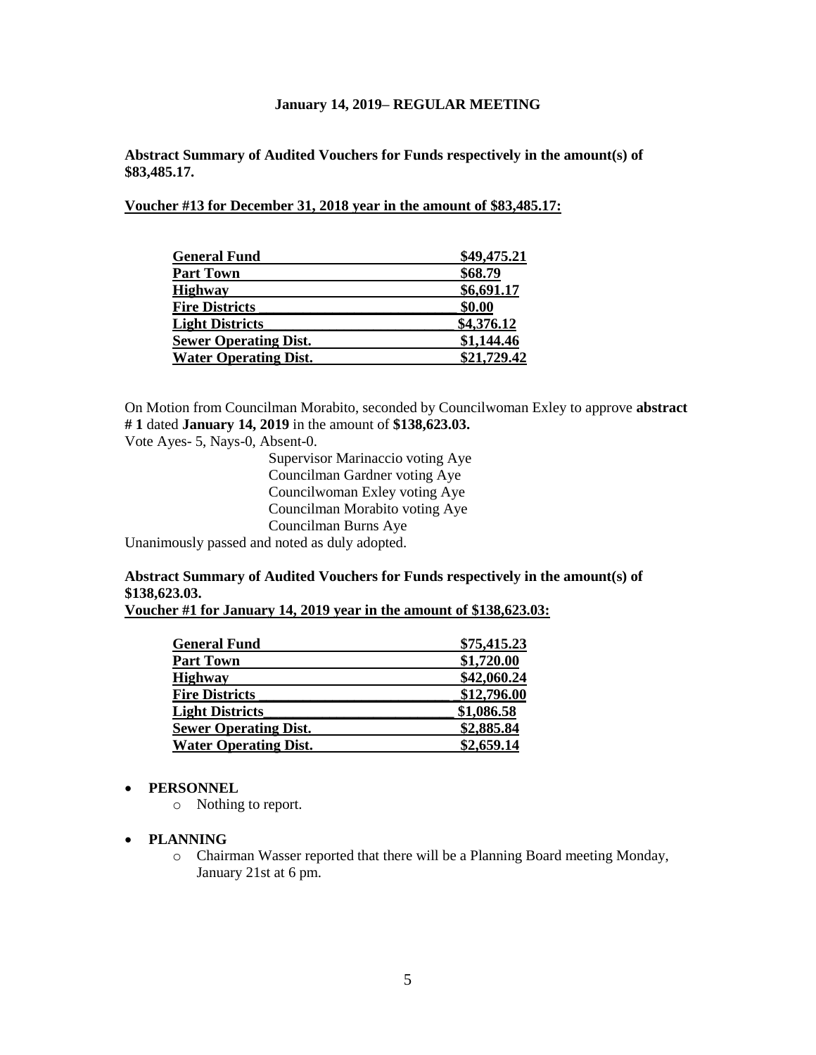**January 14, 2019– REGULAR MEETING**

**Abstract Summary of Audited Vouchers for Funds respectively in the amount(s) of $83,485.17.**

**Voucher #13 for December 31, 2018 year in the amount of $83,485.17:**

| Fund | Amount |
|---|---|
| **General Fund** | **$49,475.21** |
| **Part Town** | **$68.79** |
| **Highway** | **$6,691.17** |
| **Fire Districts** | **$0.00** |
| **Light Districts** | **$4,376.12** |
| **Sewer Operating Dist.** | **$1,144.46** |
| **Water Operating Dist.** | **$21,729.42** |

On Motion from Councilman Morabito, seconded by Councilwoman Exley to approve **abstract # 1** dated **January 14, 2019** in the amount of **$138,623.03.**
Vote Ayes- 5, Nays-0, Absent-0.

Supervisor Marinaccio voting Aye
Councilman Gardner voting Aye
Councilwoman Exley voting Aye
Councilman Morabito voting Aye
Councilman Burns Aye

Unanimously passed and noted as duly adopted.

**Abstract Summary of Audited Vouchers for Funds respectively in the amount(s) of $138,623.03.**
**Voucher #1 for January 14, 2019 year in the amount of $138,623.03:**

| Fund | Amount |
|---|---|
| **General Fund** | **$75,415.23** |
| **Part Town** | **$1,720.00** |
| **Highway** | **$42,060.24** |
| **Fire Districts** | **$12,796.00** |
| **Light Districts** | **$1,086.58** |
| **Sewer Operating Dist.** | **$2,885.84** |
| **Water Operating Dist.** | **$2,659.14** |

- **PERSONNEL**
  - Nothing to report.
- **PLANNING**
  - Chairman Wasser reported that there will be a Planning Board meeting Monday, January 21st at 6 pm.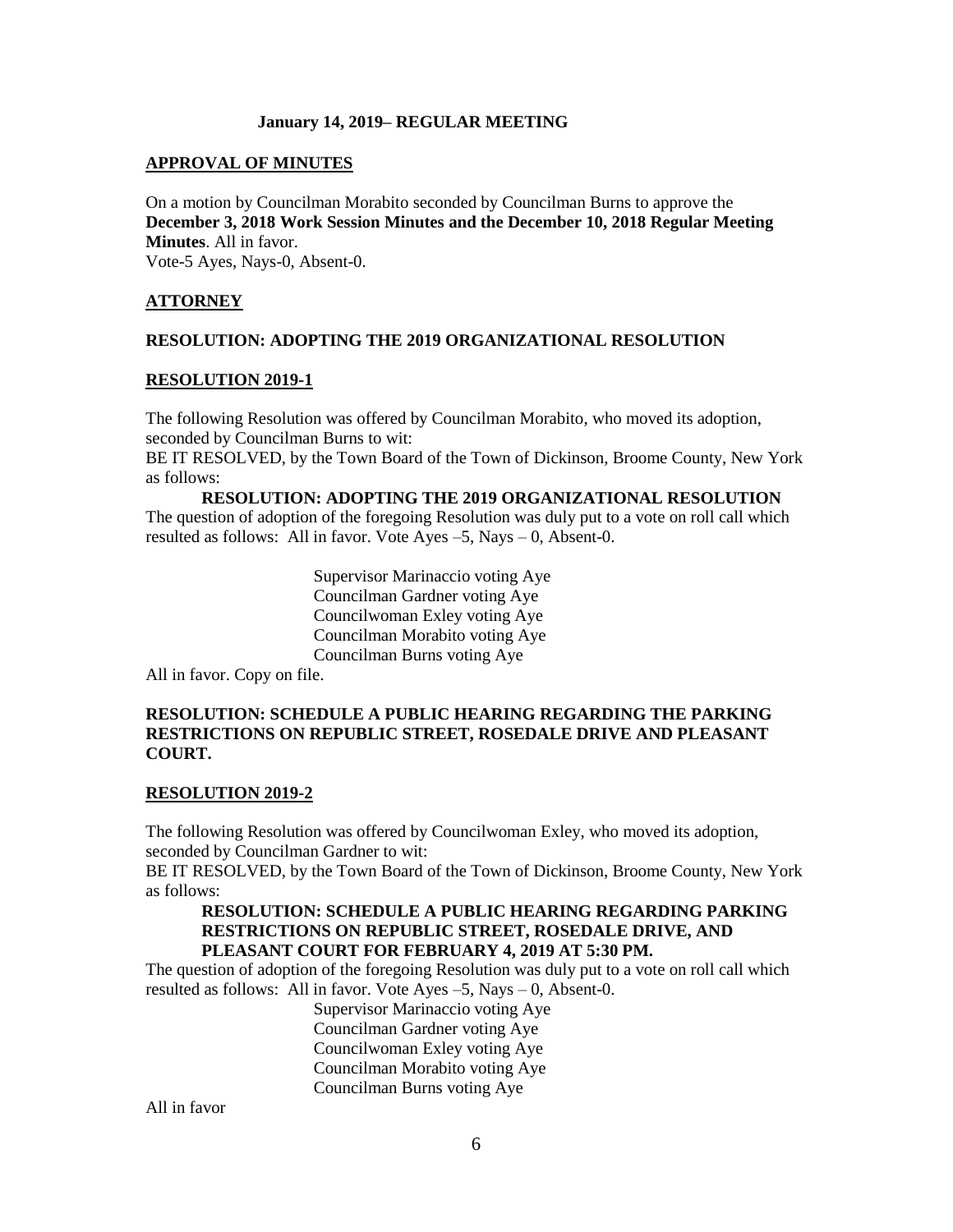**January 14, 2019– REGULAR MEETING**

**APPROVAL OF MINUTES**

On a motion by Councilman Morabito seconded by Councilman Burns to approve the **December 3, 2018 Work Session Minutes and the December 10, 2018 Regular Meeting Minutes**. All in favor.
Vote-5 Ayes, Nays-0, Absent-0.

**ATTORNEY**

**RESOLUTION: ADOPTING THE 2019 ORGANIZATIONAL RESOLUTION**

**RESOLUTION 2019-1**

The following Resolution was offered by Councilman Morabito, who moved its adoption, seconded by Councilman Burns to wit:
BE IT RESOLVED, by the Town Board of the Town of Dickinson, Broome County, New York as follows:

**RESOLUTION: ADOPTING THE 2019 ORGANIZATIONAL RESOLUTION**

The question of adoption of the foregoing Resolution was duly put to a vote on roll call which resulted as follows: All in favor. Vote Ayes –5, Nays – 0, Absent-0.

Supervisor Marinaccio voting Aye
Councilman Gardner voting Aye
Councilwoman Exley voting Aye
Councilman Morabito voting Aye
Councilman Burns voting Aye

All in favor. Copy on file.

**RESOLUTION: SCHEDULE A PUBLIC HEARING REGARDING THE PARKING RESTRICTIONS ON REPUBLIC STREET, ROSEDALE DRIVE AND PLEASANT COURT.**

**RESOLUTION 2019-2**

The following Resolution was offered by Councilwoman Exley, who moved its adoption, seconded by Councilman Gardner to wit:
BE IT RESOLVED, by the Town Board of the Town of Dickinson, Broome County, New York as follows:

**RESOLUTION: SCHEDULE A PUBLIC HEARING REGARDING PARKING RESTRICTIONS ON REPUBLIC STREET, ROSEDALE DRIVE, AND PLEASANT COURT FOR FEBRUARY 4, 2019 AT 5:30 PM.**

The question of adoption of the foregoing Resolution was duly put to a vote on roll call which resulted as follows: All in favor. Vote Ayes –5, Nays – 0, Absent-0.

Supervisor Marinaccio voting Aye
Councilman Gardner voting Aye
Councilwoman Exley voting Aye
Councilman Morabito voting Aye
Councilman Burns voting Aye

All in favor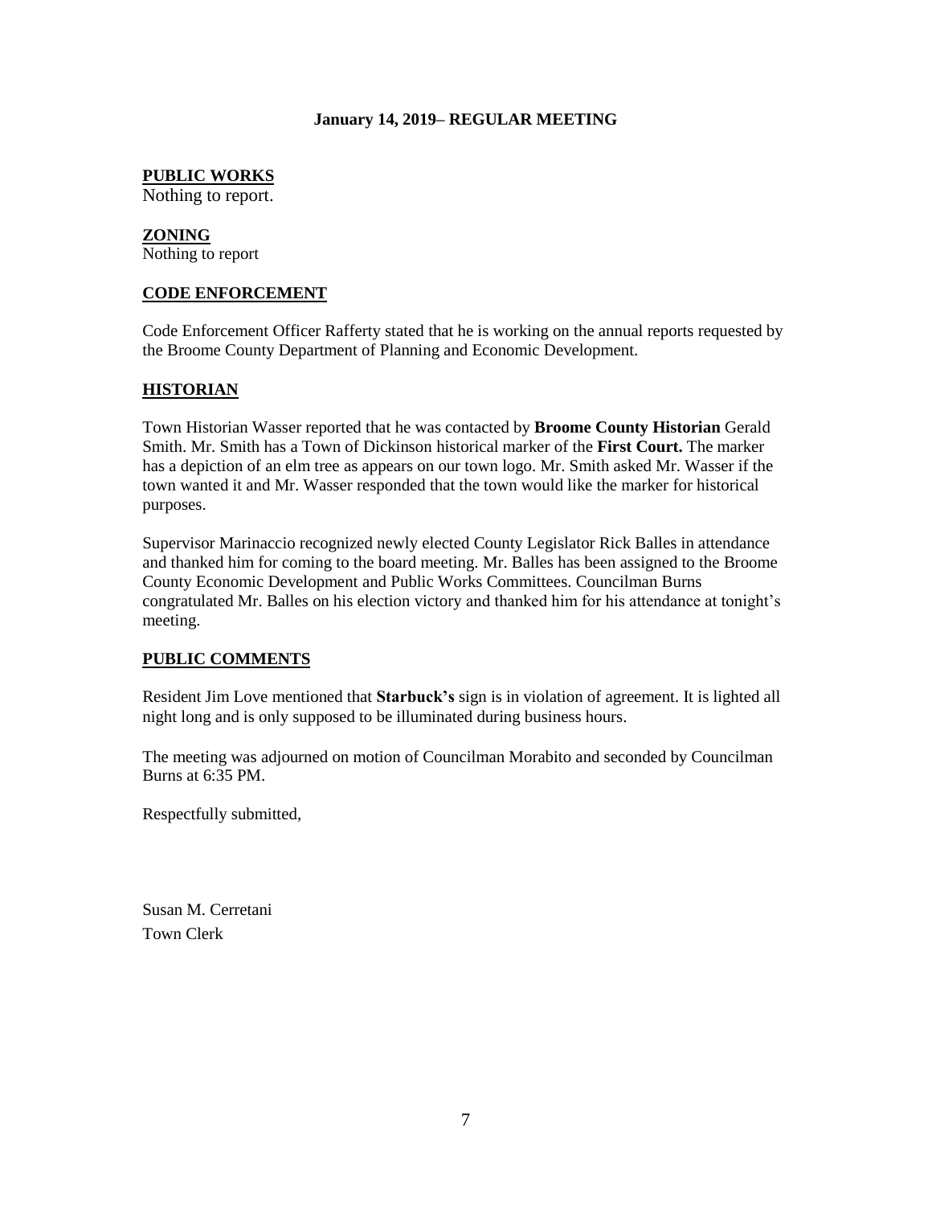**January 14, 2019– REGULAR MEETING**

**PUBLIC WORKS**

Nothing to report.

**ZONING**

Nothing to report

**CODE ENFORCEMENT**

Code Enforcement Officer Rafferty stated that he is working on the annual reports requested by the Broome County Department of Planning and Economic Development.

**HISTORIAN**

Town Historian Wasser reported that he was contacted by **Broome County Historian** Gerald Smith. Mr. Smith has a Town of Dickinson historical marker of the **First Court.** The marker has a depiction of an elm tree as appears on our town logo. Mr. Smith asked Mr. Wasser if the town wanted it and Mr. Wasser responded that the town would like the marker for historical purposes.

Supervisor Marinaccio recognized newly elected County Legislator Rick Balles in attendance and thanked him for coming to the board meeting. Mr. Balles has been assigned to the Broome County Economic Development and Public Works Committees. Councilman Burns congratulated Mr. Balles on his election victory and thanked him for his attendance at tonight's meeting.

**PUBLIC COMMENTS**

Resident Jim Love mentioned that **Starbuck's** sign is in violation of agreement. It is lighted all night long and is only supposed to be illuminated during business hours.

The meeting was adjourned on motion of Councilman Morabito and seconded by Councilman Burns at 6:35 PM.

Respectfully submitted,

Susan M. Cerretani
Town Clerk